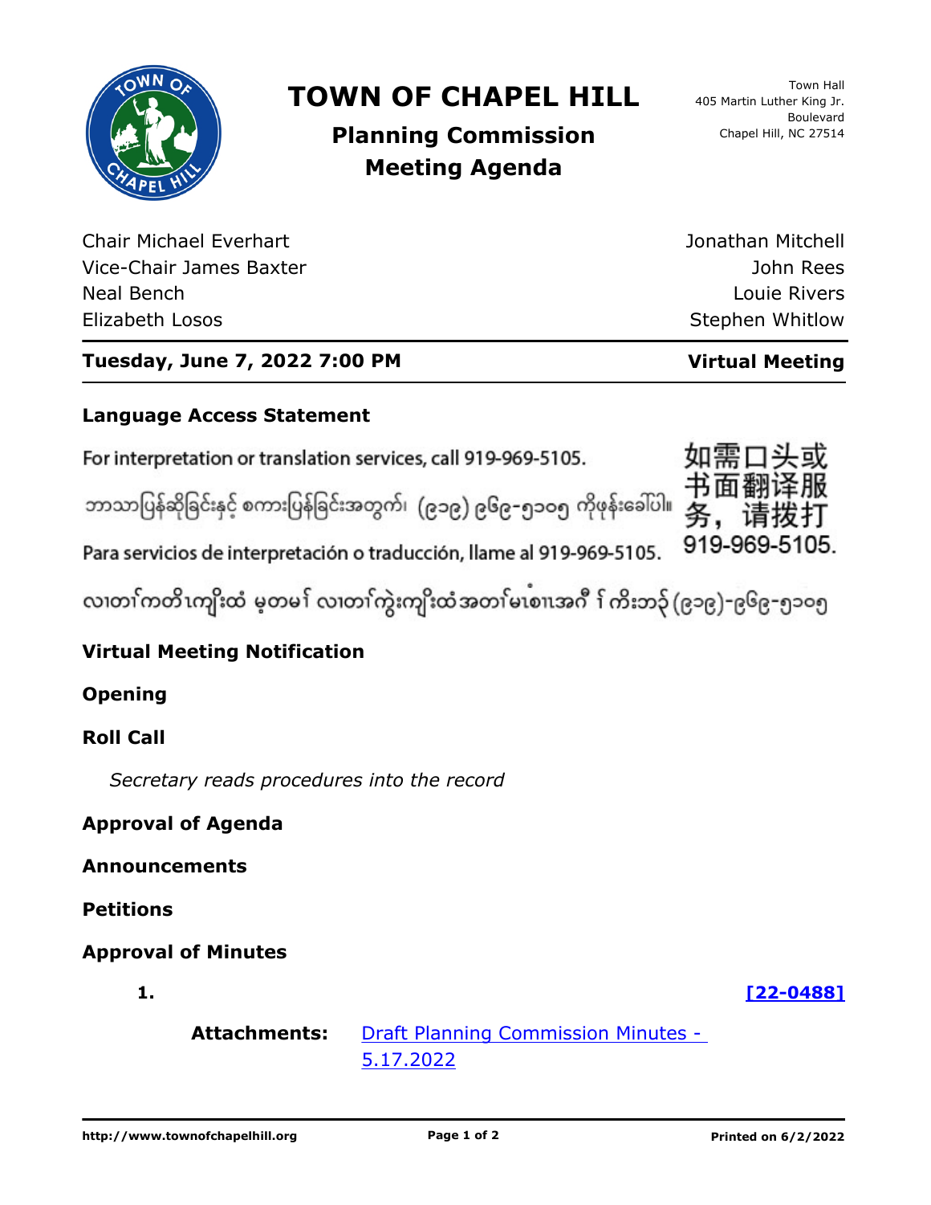# TOWN OF CHAPEL HILL

## Planning Commission Meeting Agenda

Town Hall
405 Martin Luther King Jr. Boulevard
Chapel Hill, NC 27514

Chair Michael Everhart
Vice-Chair James Baxter
Neal Bench
Elizabeth Losos
Jonathan Mitchell
John Rees
Louie Rivers
Stephen Whitlow

**Tuesday, June 7, 2022 7:00 PM** — **Virtual Meeting**

### Language Access Statement

For interpretation or translation services, call 919-969-5105.

ဘာသာပြန်ဆိုခြင်းနှင့် စကားပြန်ခြင်းအတွက်၊ (၉၁၉) ၉၆၉-၅၁၀၅ ကိုဖုန်းခေါ်ပါ။

Para servicios de interpretación o traducción, llame al 919-969-5105.

လၢတၢ်ကတိၤကျိးထံ မ့တမ့ၢ် လၢတၢ်ကွဲးကျိးထံအတၢ်မၤစၢၤအဂီ ၢ် ကိးဘ၃် (၉၁၉)-၉၆၉-၅၁၀၅

如需口头或书面翻译服务，请拨打919-969-5105.

### Virtual Meeting Notification

### Opening

### Roll Call

*Secretary reads procedures into the record*

### Approval of Agenda

### Announcements

### Petitions

### Approval of Minutes

1. **[22-0488]**

   **Attachments:** Draft Planning Commission Minutes - 5.17.2022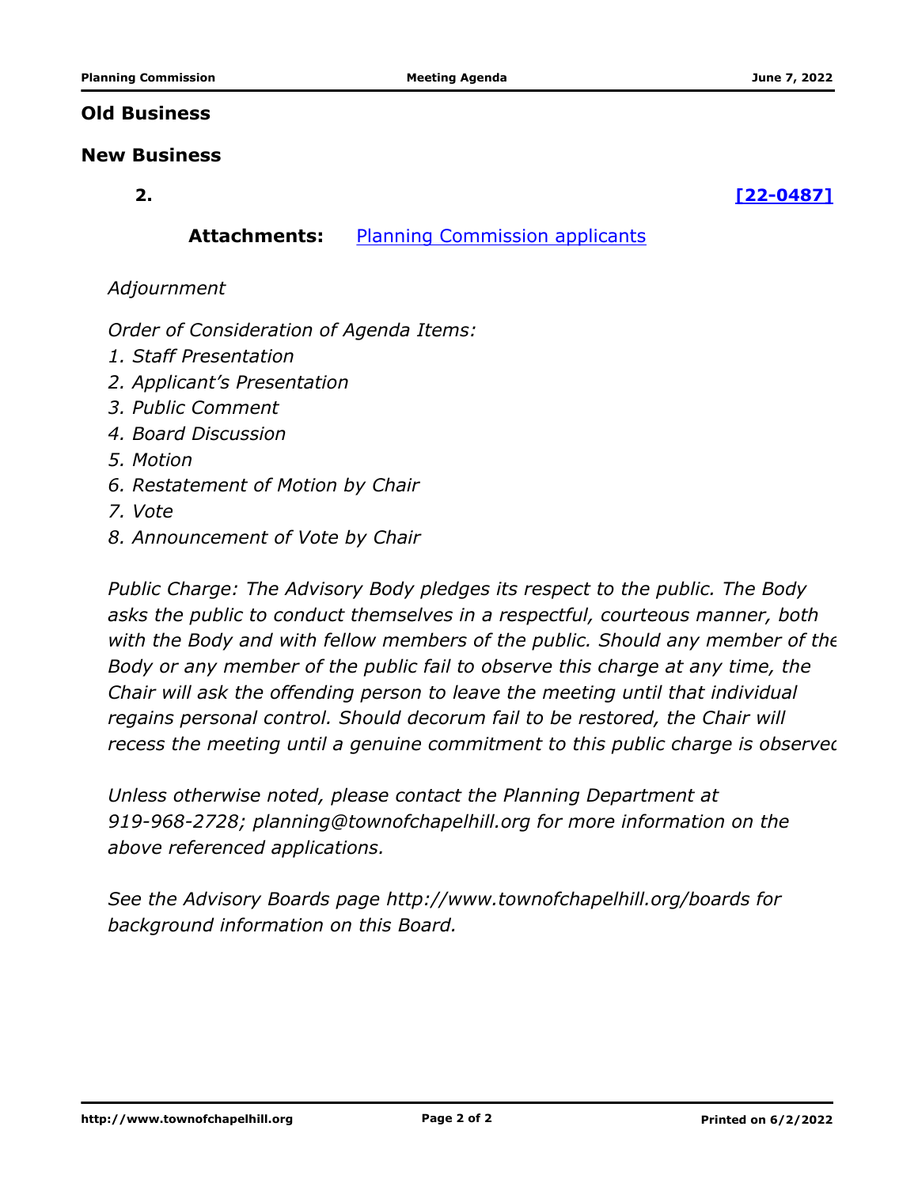## Old Business

## New Business

**2.** **[22-0487]**

**Attachments:** Planning Commission applicants

*Adjournment*

*Order of Consideration of Agenda Items:*
*1. Staff Presentation*
*2. Applicant's Presentation*
*3. Public Comment*
*4. Board Discussion*
*5. Motion*
*6. Restatement of Motion by Chair*
*7. Vote*
*8. Announcement of Vote by Chair*

*Public Charge: The Advisory Body pledges its respect to the public. The Body asks the public to conduct themselves in a respectful, courteous manner, both with the Body and with fellow members of the public. Should any member of the Body or any member of the public fail to observe this charge at any time, the Chair will ask the offending person to leave the meeting until that individual regains personal control. Should decorum fail to be restored, the Chair will recess the meeting until a genuine commitment to this public charge is observed.*

*Unless otherwise noted, please contact the Planning Department at 919-968-2728; planning@townofchapelhill.org for more information on the above referenced applications.*

*See the Advisory Boards page http://www.townofchapelhill.org/boards for background information on this Board.*